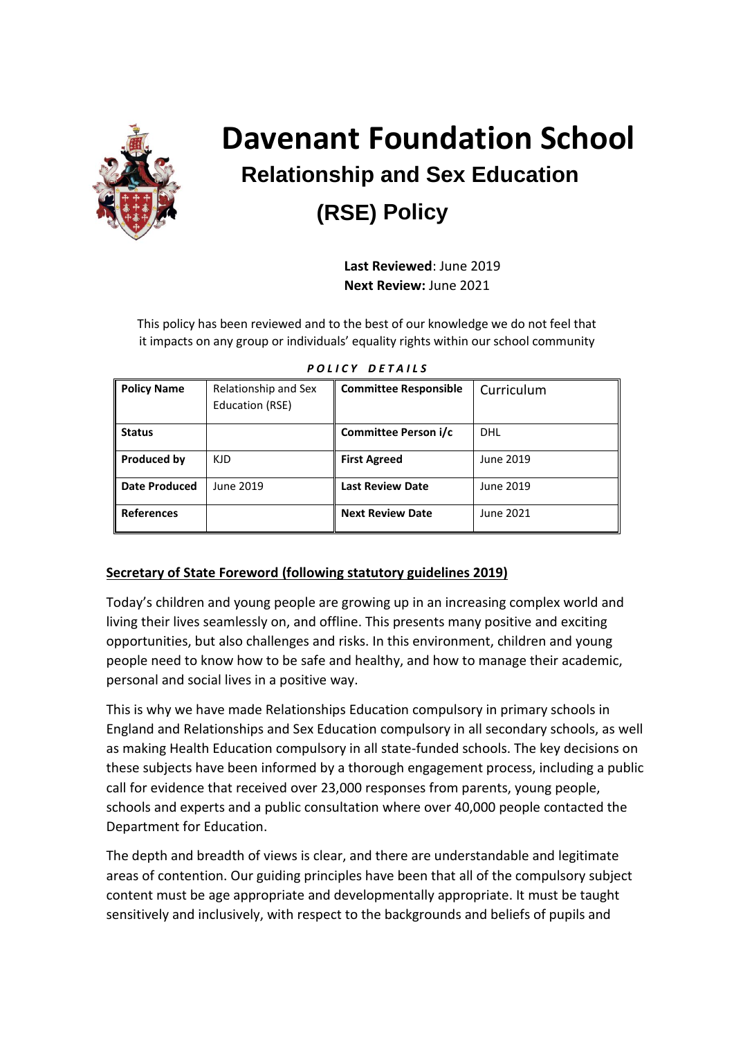# Davenant Foundation School

## Relationship and Sex Education (RSE) Policy

**Last Reviewed**: June 2019
**Next Review:** June 2021

This policy has been reviewed and to the best of our knowledge we do not feel that it impacts on any group or individuals' equality rights within our school community

***POLICY DETAILS***

| **Policy Name** | Relationship and Sex Education (RSE) | **Committee Responsible** | Curriculum |
|---|---|---|---|
| **Status** | | **Committee Person i/c** | DHL |
| **Produced by** | KJD | **First Agreed** | June 2019 |
| **Date Produced** | June 2019 | **Last Review Date** | June 2019 |
| **References** | | **Next Review Date** | June 2021 |

**Secretary of State Foreword (following statutory guidelines 2019)**

Today's children and young people are growing up in an increasing complex world and living their lives seamlessly on, and offline. This presents many positive and exciting opportunities, but also challenges and risks. In this environment, children and young people need to know how to be safe and healthy, and how to manage their academic, personal and social lives in a positive way.

This is why we have made Relationships Education compulsory in primary schools in England and Relationships and Sex Education compulsory in all secondary schools, as well as making Health Education compulsory in all state-funded schools. The key decisions on these subjects have been informed by a thorough engagement process, including a public call for evidence that received over 23,000 responses from parents, young people, schools and experts and a public consultation where over 40,000 people contacted the Department for Education.

The depth and breadth of views is clear, and there are understandable and legitimate areas of contention. Our guiding principles have been that all of the compulsory subject content must be age appropriate and developmentally appropriate. It must be taught sensitively and inclusively, with respect to the backgrounds and beliefs of pupils and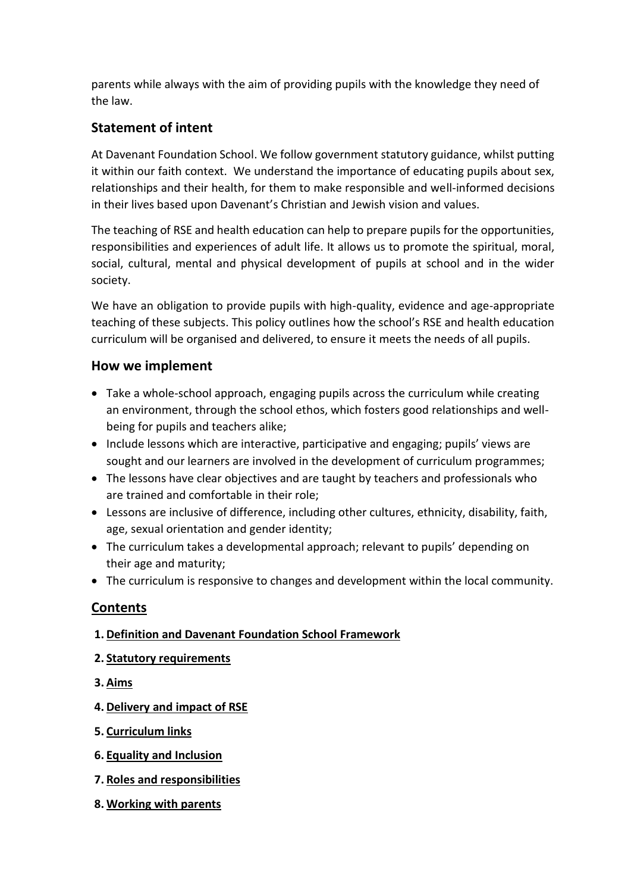parents while always with the aim of providing pupils with the knowledge they need of the law.

## Statement of intent

At Davenant Foundation School. We follow government statutory guidance, whilst putting it within our faith context. We understand the importance of educating pupils about sex, relationships and their health, for them to make responsible and well-informed decisions in their lives based upon Davenant's Christian and Jewish vision and values.

The teaching of RSE and health education can help to prepare pupils for the opportunities, responsibilities and experiences of adult life. It allows us to promote the spiritual, moral, social, cultural, mental and physical development of pupils at school and in the wider society.

We have an obligation to provide pupils with high-quality, evidence and age-appropriate teaching of these subjects. This policy outlines how the school's RSE and health education curriculum will be organised and delivered, to ensure it meets the needs of all pupils.

## How we implement

- Take a whole-school approach, engaging pupils across the curriculum while creating an environment, through the school ethos, which fosters good relationships and well-being for pupils and teachers alike;
- Include lessons which are interactive, participative and engaging; pupils' views are sought and our learners are involved in the development of curriculum programmes;
- The lessons have clear objectives and are taught by teachers and professionals who are trained and comfortable in their role;
- Lessons are inclusive of difference, including other cultures, ethnicity, disability, faith, age, sexual orientation and gender identity;
- The curriculum takes a developmental approach; relevant to pupils' depending on their age and maturity;
- The curriculum is responsive to changes and development within the local community.

## Contents

1. **Definition and Davenant Foundation School Framework**
2. **Statutory requirements**
3. **Aims**
4. **Delivery and impact of RSE**
5. **Curriculum links**
6. **Equality and Inclusion**
7. **Roles and responsibilities**
8. **Working with parents**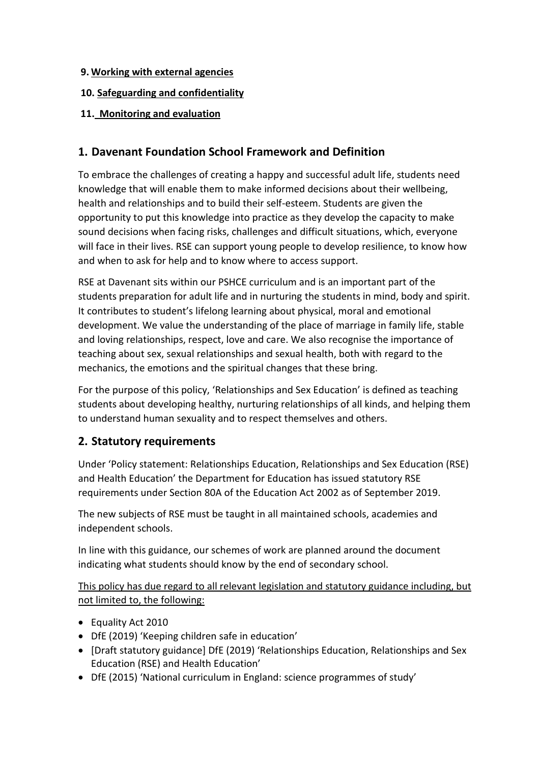9. **Working with external agencies**

10. **Safeguarding and confidentiality**

11. **Monitoring and evaluation**

## 1. Davenant Foundation School Framework and Definition

To embrace the challenges of creating a happy and successful adult life, students need knowledge that will enable them to make informed decisions about their wellbeing, health and relationships and to build their self-esteem. Students are given the opportunity to put this knowledge into practice as they develop the capacity to make sound decisions when facing risks, challenges and difficult situations, which, everyone will face in their lives. RSE can support young people to develop resilience, to know how and when to ask for help and to know where to access support.

RSE at Davenant sits within our PSHCE curriculum and is an important part of the students preparation for adult life and in nurturing the students in mind, body and spirit. It contributes to student's lifelong learning about physical, moral and emotional development. We value the understanding of the place of marriage in family life, stable and loving relationships, respect, love and care. We also recognise the importance of teaching about sex, sexual relationships and sexual health, both with regard to the mechanics, the emotions and the spiritual changes that these bring.

For the purpose of this policy, 'Relationships and Sex Education' is defined as teaching students about developing healthy, nurturing relationships of all kinds, and helping them to understand human sexuality and to respect themselves and others.

## 2. Statutory requirements

Under 'Policy statement: Relationships Education, Relationships and Sex Education (RSE) and Health Education' the Department for Education has issued statutory RSE requirements under Section 80A of the Education Act 2002 as of September 2019.

The new subjects of RSE must be taught in all maintained schools, academies and independent schools.

In line with this guidance, our schemes of work are planned around the document indicating what students should know by the end of secondary school.

This policy has due regard to all relevant legislation and statutory guidance including, but not limited to, the following:

- Equality Act 2010
- DfE (2019) 'Keeping children safe in education'
- [Draft statutory guidance] DfE (2019) 'Relationships Education, Relationships and Sex Education (RSE) and Health Education'
- DfE (2015) 'National curriculum in England: science programmes of study'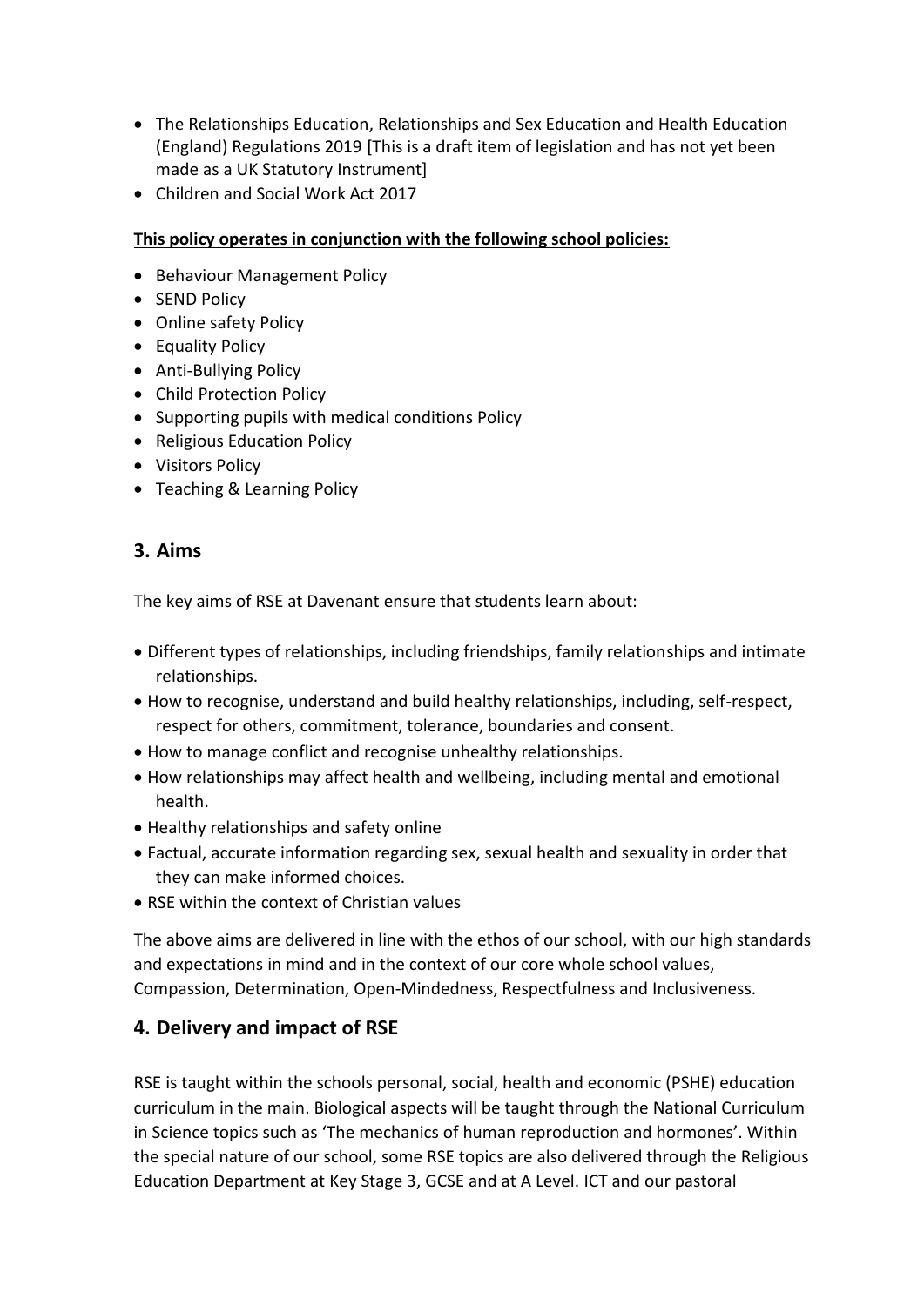- The Relationships Education, Relationships and Sex Education and Health Education (England) Regulations 2019 [This is a draft item of legislation and has not yet been made as a UK Statutory Instrument]
- Children and Social Work Act 2017

**This policy operates in conjunction with the following school policies:**

- Behaviour Management Policy
- SEND Policy
- Online safety Policy
- Equality Policy
- Anti-Bullying Policy
- Child Protection Policy
- Supporting pupils with medical conditions Policy
- Religious Education Policy
- Visitors Policy
- Teaching & Learning Policy

## 3. Aims

The key aims of RSE at Davenant ensure that students learn about:

- Different types of relationships, including friendships, family relationships and intimate relationships.
- How to recognise, understand and build healthy relationships, including, self-respect, respect for others, commitment, tolerance, boundaries and consent.
- How to manage conflict and recognise unhealthy relationships.
- How relationships may affect health and wellbeing, including mental and emotional health.
- Healthy relationships and safety online
- Factual, accurate information regarding sex, sexual health and sexuality in order that they can make informed choices.
- RSE within the context of Christian values

The above aims are delivered in line with the ethos of our school, with our high standards and expectations in mind and in the context of our core whole school values, Compassion, Determination, Open-Mindedness, Respectfulness and Inclusiveness.

## 4. Delivery and impact of RSE

RSE is taught within the schools personal, social, health and economic (PSHE) education curriculum in the main. Biological aspects will be taught through the National Curriculum in Science topics such as 'The mechanics of human reproduction and hormones'. Within the special nature of our school, some RSE topics are also delivered through the Religious Education Department at Key Stage 3, GCSE and at A Level. ICT and our pastoral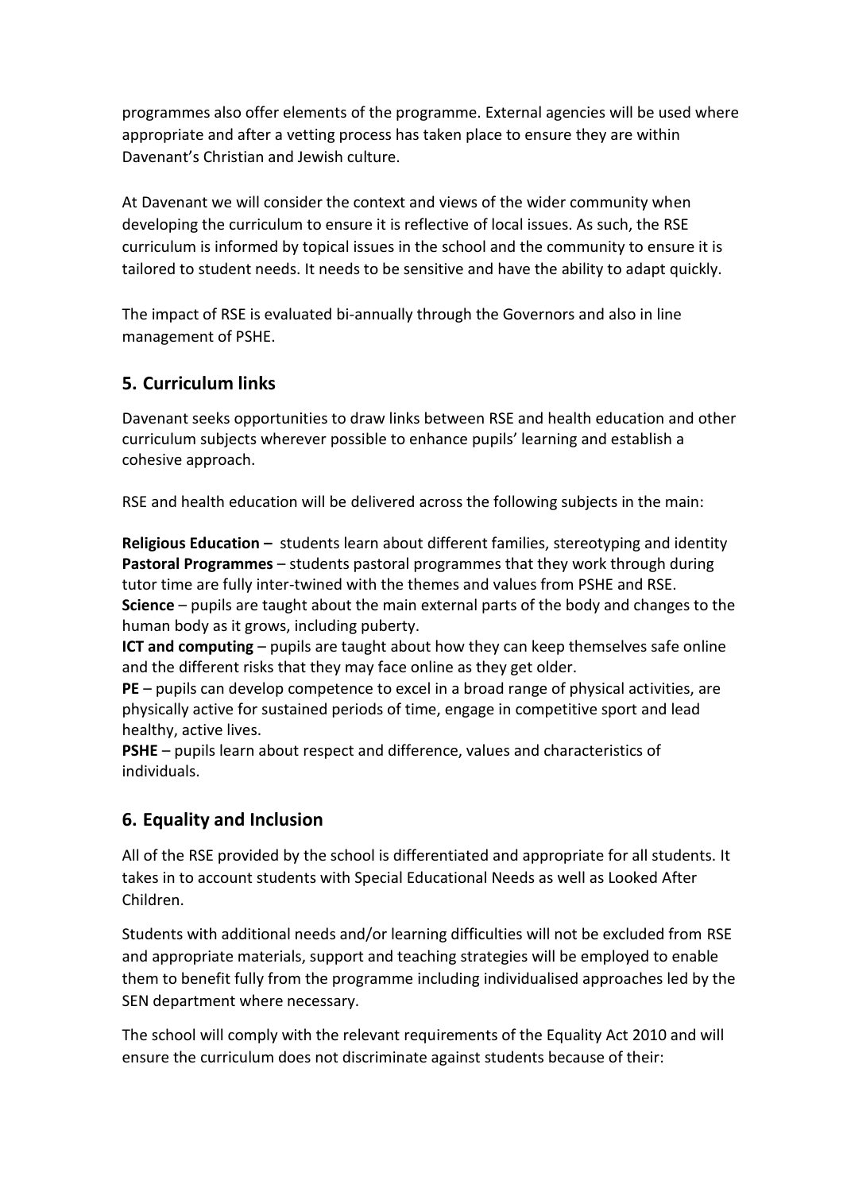programmes also offer elements of the programme. External agencies will be used where appropriate and after a vetting process has taken place to ensure they are within Davenant's Christian and Jewish culture.

At Davenant we will consider the context and views of the wider community when developing the curriculum to ensure it is reflective of local issues. As such, the RSE curriculum is informed by topical issues in the school and the community to ensure it is tailored to student needs. It needs to be sensitive and have the ability to adapt quickly.

The impact of RSE is evaluated bi-annually through the Governors and also in line management of PSHE.

## 5. Curriculum links

Davenant seeks opportunities to draw links between RSE and health education and other curriculum subjects wherever possible to enhance pupils' learning and establish a cohesive approach.

RSE and health education will be delivered across the following subjects in the main:

**Religious Education –** students learn about different families, stereotyping and identity
**Pastoral Programmes** – students pastoral programmes that they work through during tutor time are fully inter-twined with the themes and values from PSHE and RSE.
**Science** – pupils are taught about the main external parts of the body and changes to the human body as it grows, including puberty.
**ICT and computing** – pupils are taught about how they can keep themselves safe online and the different risks that they may face online as they get older.
**PE** – pupils can develop competence to excel in a broad range of physical activities, are physically active for sustained periods of time, engage in competitive sport and lead healthy, active lives.
**PSHE** – pupils learn about respect and difference, values and characteristics of individuals.

## 6. Equality and Inclusion

All of the RSE provided by the school is differentiated and appropriate for all students. It takes in to account students with Special Educational Needs as well as Looked After Children.

Students with additional needs and/or learning difficulties will not be excluded from RSE and appropriate materials, support and teaching strategies will be employed to enable them to benefit fully from the programme including individualised approaches led by the SEN department where necessary.

The school will comply with the relevant requirements of the Equality Act 2010 and will ensure the curriculum does not discriminate against students because of their: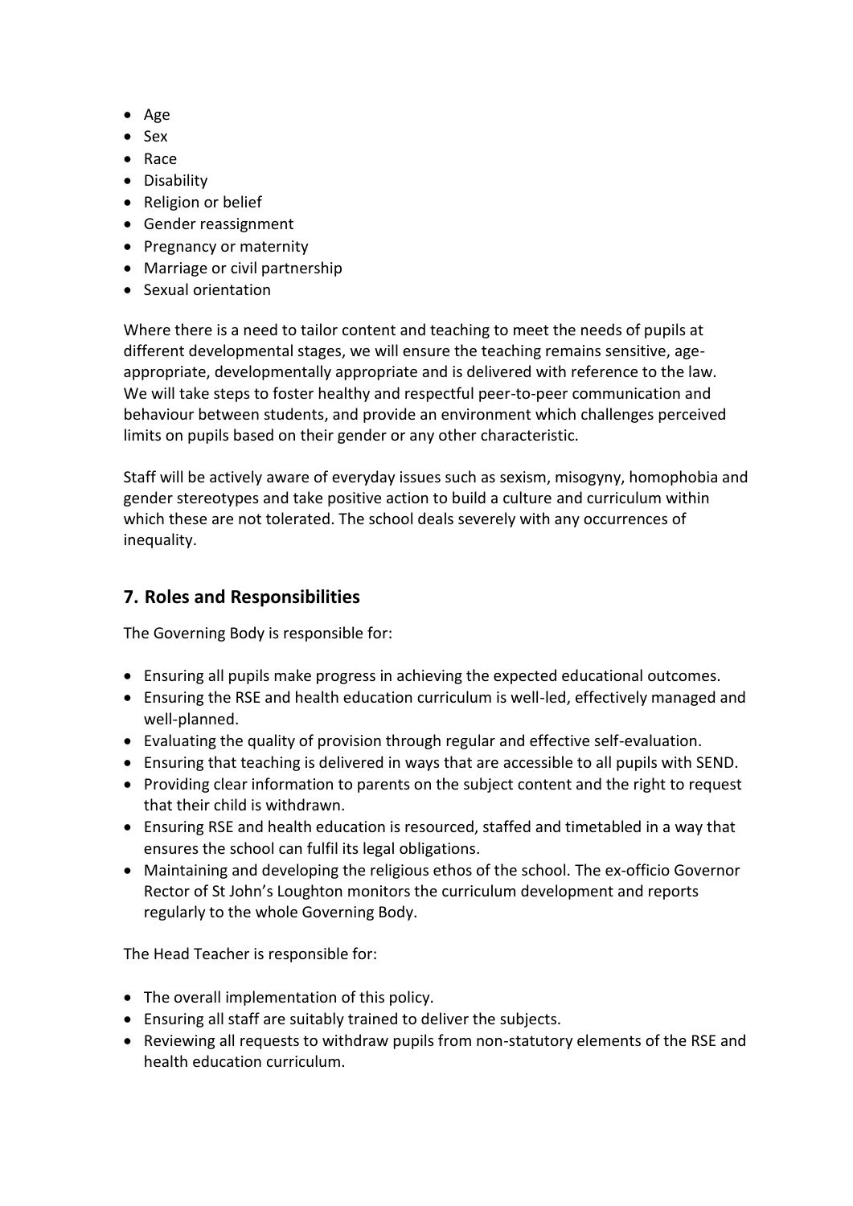- Age
- Sex
- Race
- Disability
- Religion or belief
- Gender reassignment
- Pregnancy or maternity
- Marriage or civil partnership
- Sexual orientation

Where there is a need to tailor content and teaching to meet the needs of pupils at different developmental stages, we will ensure the teaching remains sensitive, age-appropriate, developmentally appropriate and is delivered with reference to the law. We will take steps to foster healthy and respectful peer-to-peer communication and behaviour between students, and provide an environment which challenges perceived limits on pupils based on their gender or any other characteristic.

Staff will be actively aware of everyday issues such as sexism, misogyny, homophobia and gender stereotypes and take positive action to build a culture and curriculum within which these are not tolerated. The school deals severely with any occurrences of inequality.

## 7. Roles and Responsibilities

The Governing Body is responsible for:

- Ensuring all pupils make progress in achieving the expected educational outcomes.
- Ensuring the RSE and health education curriculum is well-led, effectively managed and well-planned.
- Evaluating the quality of provision through regular and effective self-evaluation.
- Ensuring that teaching is delivered in ways that are accessible to all pupils with SEND.
- Providing clear information to parents on the subject content and the right to request that their child is withdrawn.
- Ensuring RSE and health education is resourced, staffed and timetabled in a way that ensures the school can fulfil its legal obligations.
- Maintaining and developing the religious ethos of the school. The ex-officio Governor Rector of St John's Loughton monitors the curriculum development and reports regularly to the whole Governing Body.

The Head Teacher is responsible for:

- The overall implementation of this policy.
- Ensuring all staff are suitably trained to deliver the subjects.
- Reviewing all requests to withdraw pupils from non-statutory elements of the RSE and health education curriculum.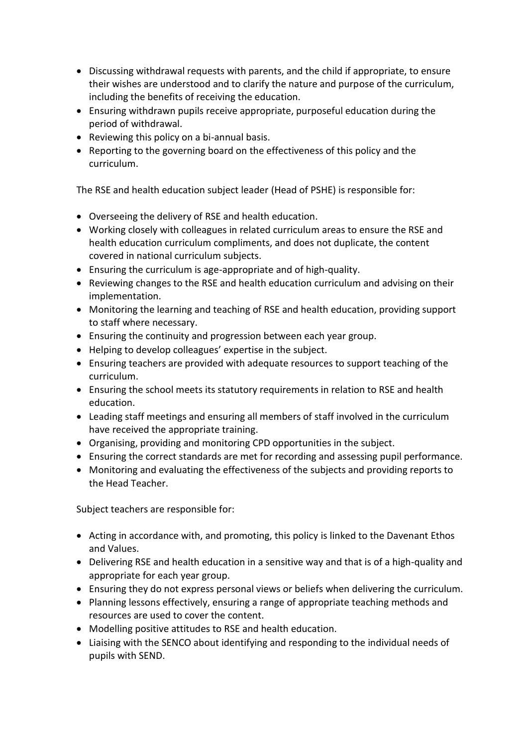- Discussing withdrawal requests with parents, and the child if appropriate, to ensure their wishes are understood and to clarify the nature and purpose of the curriculum, including the benefits of receiving the education.
- Ensuring withdrawn pupils receive appropriate, purposeful education during the period of withdrawal.
- Reviewing this policy on a bi-annual basis.
- Reporting to the governing board on the effectiveness of this policy and the curriculum.

The RSE and health education subject leader (Head of PSHE) is responsible for:

- Overseeing the delivery of RSE and health education.
- Working closely with colleagues in related curriculum areas to ensure the RSE and health education curriculum compliments, and does not duplicate, the content covered in national curriculum subjects.
- Ensuring the curriculum is age-appropriate and of high-quality.
- Reviewing changes to the RSE and health education curriculum and advising on their implementation.
- Monitoring the learning and teaching of RSE and health education, providing support to staff where necessary.
- Ensuring the continuity and progression between each year group.
- Helping to develop colleagues' expertise in the subject.
- Ensuring teachers are provided with adequate resources to support teaching of the curriculum.
- Ensuring the school meets its statutory requirements in relation to RSE and health education.
- Leading staff meetings and ensuring all members of staff involved in the curriculum have received the appropriate training.
- Organising, providing and monitoring CPD opportunities in the subject.
- Ensuring the correct standards are met for recording and assessing pupil performance.
- Monitoring and evaluating the effectiveness of the subjects and providing reports to the Head Teacher.

Subject teachers are responsible for:

- Acting in accordance with, and promoting, this policy is linked to the Davenant Ethos and Values.
- Delivering RSE and health education in a sensitive way and that is of a high-quality and appropriate for each year group.
- Ensuring they do not express personal views or beliefs when delivering the curriculum.
- Planning lessons effectively, ensuring a range of appropriate teaching methods and resources are used to cover the content.
- Modelling positive attitudes to RSE and health education.
- Liaising with the SENCO about identifying and responding to the individual needs of pupils with SEND.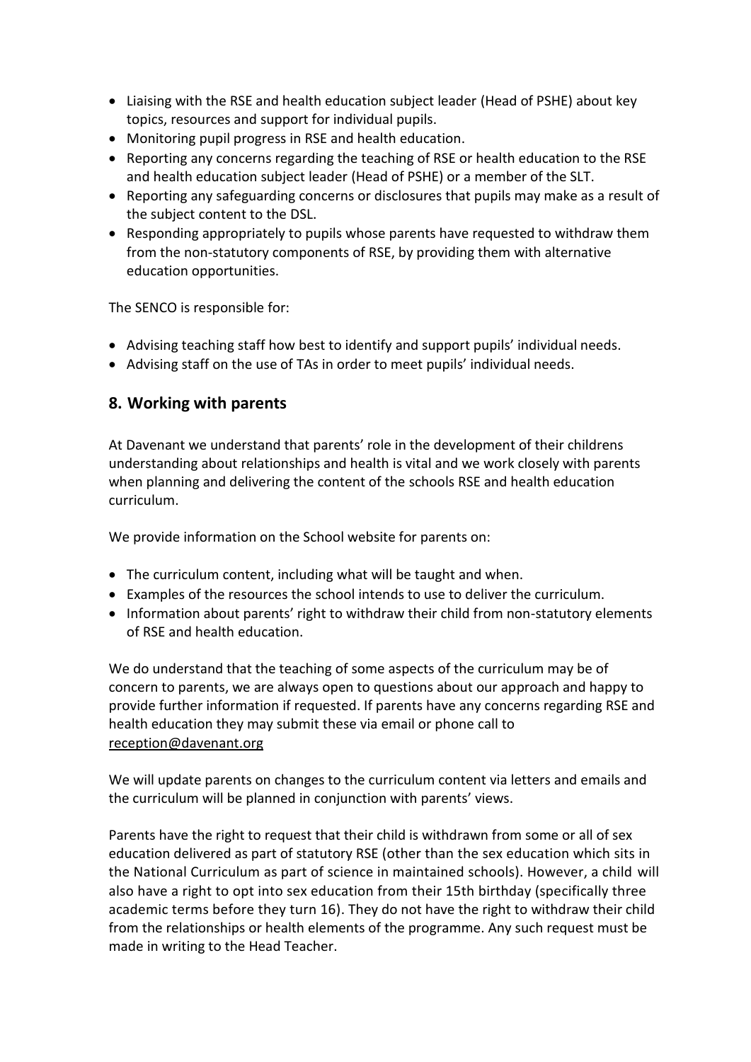- Liaising with the RSE and health education subject leader (Head of PSHE) about key topics, resources and support for individual pupils.
- Monitoring pupil progress in RSE and health education.
- Reporting any concerns regarding the teaching of RSE or health education to the RSE and health education subject leader (Head of PSHE) or a member of the SLT.
- Reporting any safeguarding concerns or disclosures that pupils may make as a result of the subject content to the DSL.
- Responding appropriately to pupils whose parents have requested to withdraw them from the non-statutory components of RSE, by providing them with alternative education opportunities.

The SENCO is responsible for:

- Advising teaching staff how best to identify and support pupils' individual needs.
- Advising staff on the use of TAs in order to meet pupils' individual needs.

## 8. Working with parents

At Davenant we understand that parents' role in the development of their childrens understanding about relationships and health is vital and we work closely with parents when planning and delivering the content of the schools RSE and health education curriculum.

We provide information on the School website for parents on:

- The curriculum content, including what will be taught and when.
- Examples of the resources the school intends to use to deliver the curriculum.
- Information about parents' right to withdraw their child from non-statutory elements of RSE and health education.

We do understand that the teaching of some aspects of the curriculum may be of concern to parents, we are always open to questions about our approach and happy to provide further information if requested. If parents have any concerns regarding RSE and health education they may submit these via email or phone call to reception@davenant.org

We will update parents on changes to the curriculum content via letters and emails and the curriculum will be planned in conjunction with parents' views.

Parents have the right to request that their child is withdrawn from some or all of sex education delivered as part of statutory RSE (other than the sex education which sits in the National Curriculum as part of science in maintained schools). However, a child will also have a right to opt into sex education from their 15th birthday (specifically three academic terms before they turn 16). They do not have the right to withdraw their child from the relationships or health elements of the programme. Any such request must be made in writing to the Head Teacher.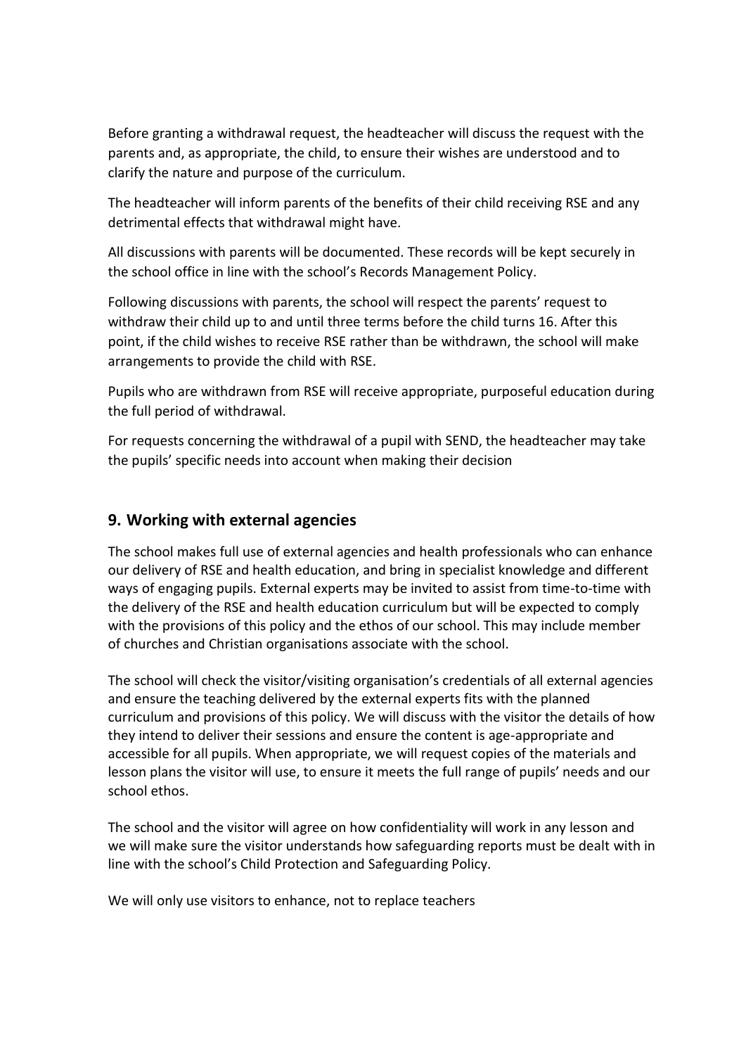Before granting a withdrawal request, the headteacher will discuss the request with the parents and, as appropriate, the child, to ensure their wishes are understood and to clarify the nature and purpose of the curriculum.

The headteacher will inform parents of the benefits of their child receiving RSE and any detrimental effects that withdrawal might have.

All discussions with parents will be documented. These records will be kept securely in the school office in line with the school's Records Management Policy.

Following discussions with parents, the school will respect the parents' request to withdraw their child up to and until three terms before the child turns 16. After this point, if the child wishes to receive RSE rather than be withdrawn, the school will make arrangements to provide the child with RSE.

Pupils who are withdrawn from RSE will receive appropriate, purposeful education during the full period of withdrawal.

For requests concerning the withdrawal of a pupil with SEND, the headteacher may take the pupils' specific needs into account when making their decision

## 9. Working with external agencies

The school makes full use of external agencies and health professionals who can enhance our delivery of RSE and health education, and bring in specialist knowledge and different ways of engaging pupils. External experts may be invited to assist from time-to-time with the delivery of the RSE and health education curriculum but will be expected to comply with the provisions of this policy and the ethos of our school. This may include member of churches and Christian organisations associate with the school.

The school will check the visitor/visiting organisation's credentials of all external agencies and ensure the teaching delivered by the external experts fits with the planned curriculum and provisions of this policy. We will discuss with the visitor the details of how they intend to deliver their sessions and ensure the content is age-appropriate and accessible for all pupils. When appropriate, we will request copies of the materials and lesson plans the visitor will use, to ensure it meets the full range of pupils' needs and our school ethos.

The school and the visitor will agree on how confidentiality will work in any lesson and we will make sure the visitor understands how safeguarding reports must be dealt with in line with the school's Child Protection and Safeguarding Policy.

We will only use visitors to enhance, not to replace teachers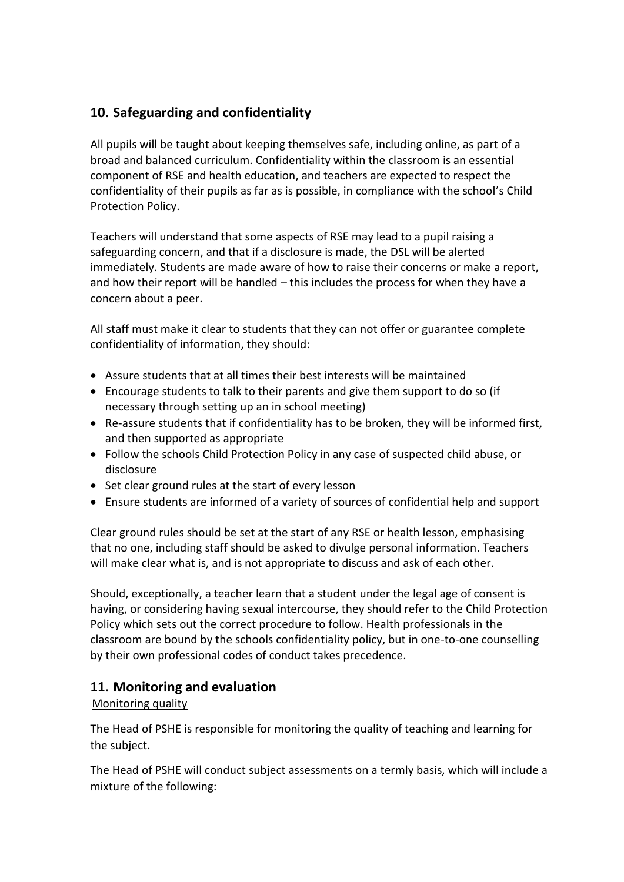## 10. Safeguarding and confidentiality

All pupils will be taught about keeping themselves safe, including online, as part of a broad and balanced curriculum. Confidentiality within the classroom is an essential component of RSE and health education, and teachers are expected to respect the confidentiality of their pupils as far as is possible, in compliance with the school's Child Protection Policy.

Teachers will understand that some aspects of RSE may lead to a pupil raising a safeguarding concern, and that if a disclosure is made, the DSL will be alerted immediately. Students are made aware of how to raise their concerns or make a report, and how their report will be handled – this includes the process for when they have a concern about a peer.

All staff must make it clear to students that they can not offer or guarantee complete confidentiality of information, they should:

- Assure students that at all times their best interests will be maintained
- Encourage students to talk to their parents and give them support to do so (if necessary through setting up an in school meeting)
- Re-assure students that if confidentiality has to be broken, they will be informed first, and then supported as appropriate
- Follow the schools Child Protection Policy in any case of suspected child abuse, or disclosure
- Set clear ground rules at the start of every lesson
- Ensure students are informed of a variety of sources of confidential help and support

Clear ground rules should be set at the start of any RSE or health lesson, emphasising that no one, including staff should be asked to divulge personal information. Teachers will make clear what is, and is not appropriate to discuss and ask of each other.

Should, exceptionally, a teacher learn that a student under the legal age of consent is having, or considering having sexual intercourse, they should refer to the Child Protection Policy which sets out the correct procedure to follow. Health professionals in the classroom are bound by the schools confidentiality policy, but in one-to-one counselling by their own professional codes of conduct takes precedence.

## 11. Monitoring and evaluation

Monitoring quality

The Head of PSHE is responsible for monitoring the quality of teaching and learning for the subject.

The Head of PSHE will conduct subject assessments on a termly basis, which will include a mixture of the following: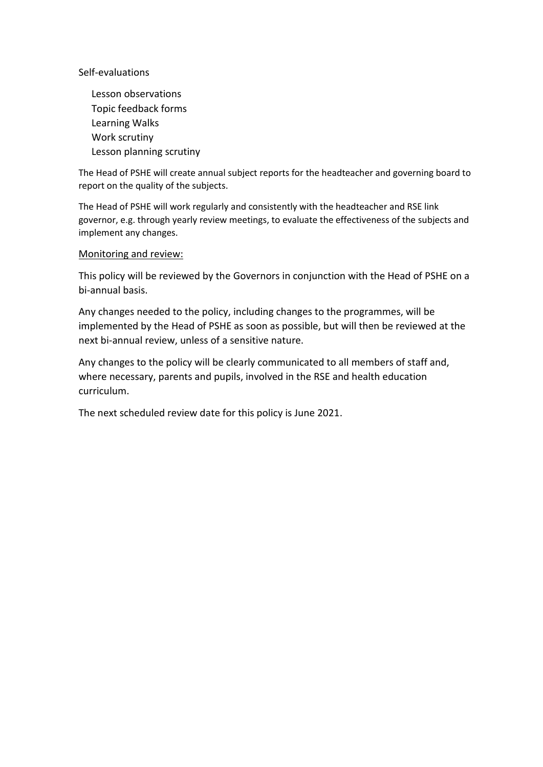Self-evaluations

- Lesson observations
- Topic feedback forms
- Learning Walks
- Work scrutiny
- Lesson planning scrutiny

The Head of PSHE will create annual subject reports for the headteacher and governing board to report on the quality of the subjects.

The Head of PSHE will work regularly and consistently with the headteacher and RSE link governor, e.g. through yearly review meetings, to evaluate the effectiveness of the subjects and implement any changes.

<u>Monitoring and review:</u>

This policy will be reviewed by the Governors in conjunction with the Head of PSHE on a bi-annual basis.

Any changes needed to the policy, including changes to the programmes, will be implemented by the Head of PSHE as soon as possible, but will then be reviewed at the next bi-annual review, unless of a sensitive nature.

Any changes to the policy will be clearly communicated to all members of staff and, where necessary, parents and pupils, involved in the RSE and health education curriculum.

The next scheduled review date for this policy is June 2021.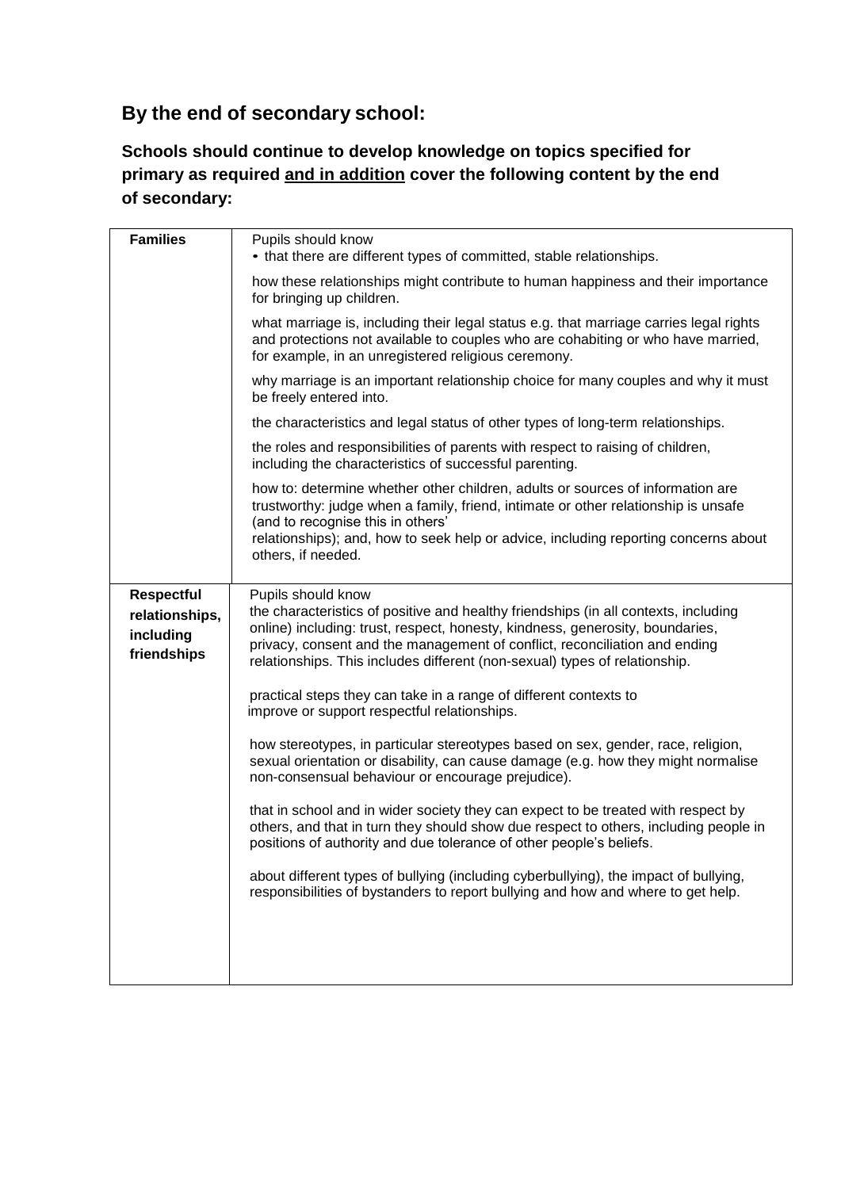## By the end of secondary school:

### Schools should continue to develop knowledge on topics specified for primary as required <u>and in addition</u> cover the following content by the end of secondary:

| | |
|---|---|
| **Families** | Pupils should know<br>• that there are different types of committed, stable relationships.<br><br>how these relationships might contribute to human happiness and their importance for bringing up children.<br><br>what marriage is, including their legal status e.g. that marriage carries legal rights and protections not available to couples who are cohabiting or who have married, for example, in an unregistered religious ceremony.<br><br>why marriage is an important relationship choice for many couples and why it must be freely entered into.<br><br>the characteristics and legal status of other types of long-term relationships.<br><br>the roles and responsibilities of parents with respect to raising of children, including the characteristics of successful parenting.<br><br>how to: determine whether other children, adults or sources of information are trustworthy: judge when a family, friend, intimate or other relationship is unsafe (and to recognise this in others' relationships); and, how to seek help or advice, including reporting concerns about others, if needed. |
| **Respectful relationships, including friendships** | Pupils should know<br>the characteristics of positive and healthy friendships (in all contexts, including online) including: trust, respect, honesty, kindness, generosity, boundaries, privacy, consent and the management of conflict, reconciliation and ending relationships. This includes different (non-sexual) types of relationship.<br><br>practical steps they can take in a range of different contexts to improve or support respectful relationships.<br><br>how stereotypes, in particular stereotypes based on sex, gender, race, religion, sexual orientation or disability, can cause damage (e.g. how they might normalise non-consensual behaviour or encourage prejudice).<br><br>that in school and in wider society they can expect to be treated with respect by others, and that in turn they should show due respect to others, including people in positions of authority and due tolerance of other people's beliefs.<br><br>about different types of bullying (including cyberbullying), the impact of bullying, responsibilities of bystanders to report bullying and how and where to get help. |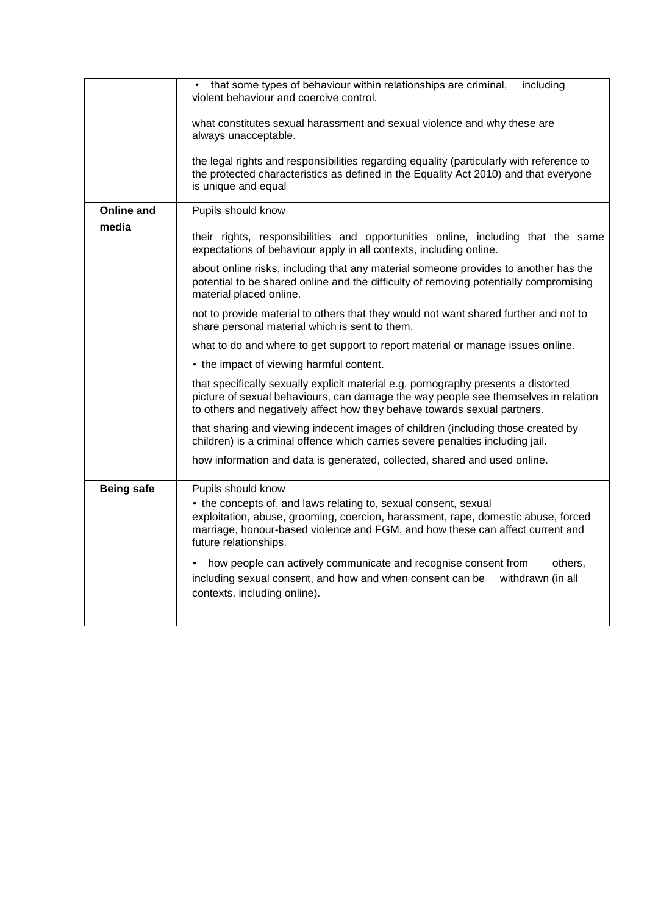| | |
|---|---|
| | • that some types of behaviour within relationships are criminal, including violent behaviour and coercive control.<br><br>what constitutes sexual harassment and sexual violence and why these are always unacceptable.<br><br>the legal rights and responsibilities regarding equality (particularly with reference to the protected characteristics as defined in the Equality Act 2010) and that everyone is unique and equal |
| **Online and media** | Pupils should know<br><br>their rights, responsibilities and opportunities online, including that the same expectations of behaviour apply in all contexts, including online.<br><br>about online risks, including that any material someone provides to another has the potential to be shared online and the difficulty of removing potentially compromising material placed online.<br><br>not to provide material to others that they would not want shared further and not to share personal material which is sent to them.<br><br>what to do and where to get support to report material or manage issues online.<br><br>• the impact of viewing harmful content.<br><br>that specifically sexually explicit material e.g. pornography presents a distorted picture of sexual behaviours, can damage the way people see themselves in relation to others and negatively affect how they behave towards sexual partners.<br><br>that sharing and viewing indecent images of children (including those created by children) is a criminal offence which carries severe penalties including jail.<br><br>how information and data is generated, collected, shared and used online. |
| **Being safe** | Pupils should know<br>• the concepts of, and laws relating to, sexual consent, sexual exploitation, abuse, grooming, coercion, harassment, rape, domestic abuse, forced marriage, honour-based violence and FGM, and how these can affect current and future relationships.<br><br>• how people can actively communicate and recognise consent from others, including sexual consent, and how and when consent can be withdrawn (in all contexts, including online). |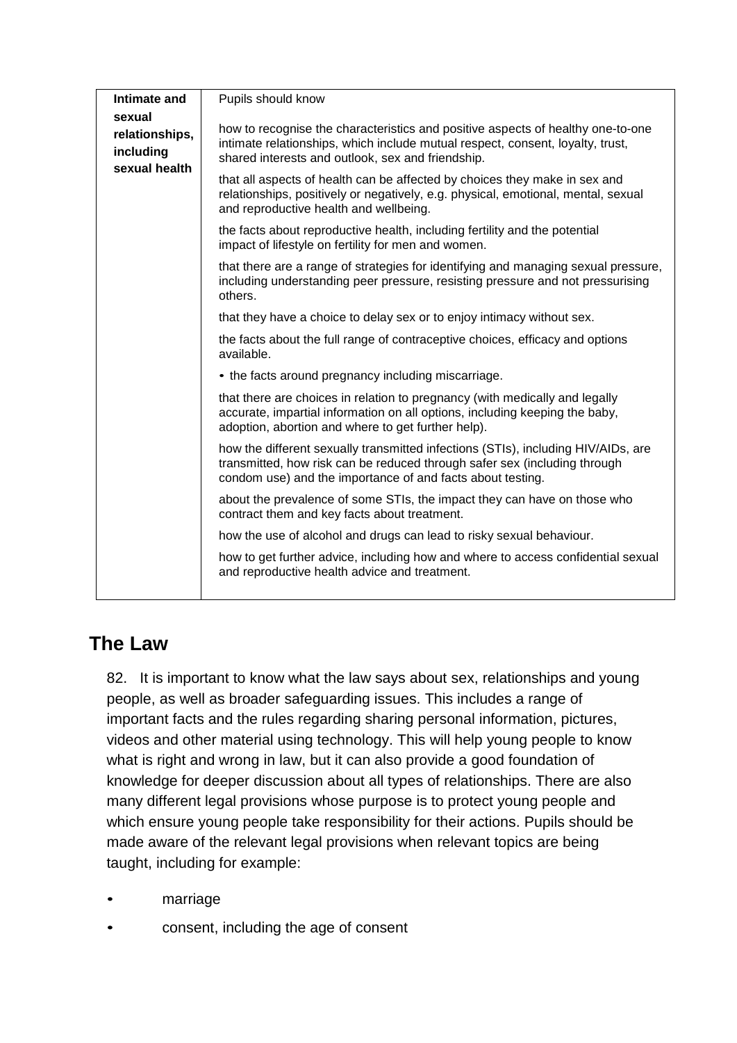| Intimate and sexual relationships, including sexual health | Pupils should know |
|---|---|
| | how to recognise the characteristics and positive aspects of healthy one-to-one intimate relationships, which include mutual respect, consent, loyalty, trust, shared interests and outlook, sex and friendship. |
| | that all aspects of health can be affected by choices they make in sex and relationships, positively or negatively, e.g. physical, emotional, mental, sexual and reproductive health and wellbeing. |
| | the facts about reproductive health, including fertility and the potential impact of lifestyle on fertility for men and women. |
| | that there are a range of strategies for identifying and managing sexual pressure, including understanding peer pressure, resisting pressure and not pressurising others. |
| | that they have a choice to delay sex or to enjoy intimacy without sex. |
| | the facts about the full range of contraceptive choices, efficacy and options available. |
| | • the facts around pregnancy including miscarriage. |
| | that there are choices in relation to pregnancy (with medically and legally accurate, impartial information on all options, including keeping the baby, adoption, abortion and where to get further help). |
| | how the different sexually transmitted infections (STIs), including HIV/AIDs, are transmitted, how risk can be reduced through safer sex (including through condom use) and the importance of and facts about testing. |
| | about the prevalence of some STIs, the impact they can have on those who contract them and key facts about treatment. |
| | how the use of alcohol and drugs can lead to risky sexual behaviour. |
| | how to get further advice, including how and where to access confidential sexual and reproductive health advice and treatment. |

## The Law

82. It is important to know what the law says about sex, relationships and young people, as well as broader safeguarding issues. This includes a range of important facts and the rules regarding sharing personal information, pictures, videos and other material using technology. This will help young people to know what is right and wrong in law, but it can also provide a good foundation of knowledge for deeper discussion about all types of relationships. There are also many different legal provisions whose purpose is to protect young people and which ensure young people take responsibility for their actions. Pupils should be made aware of the relevant legal provisions when relevant topics are being taught, including for example:

- marriage
- consent, including the age of consent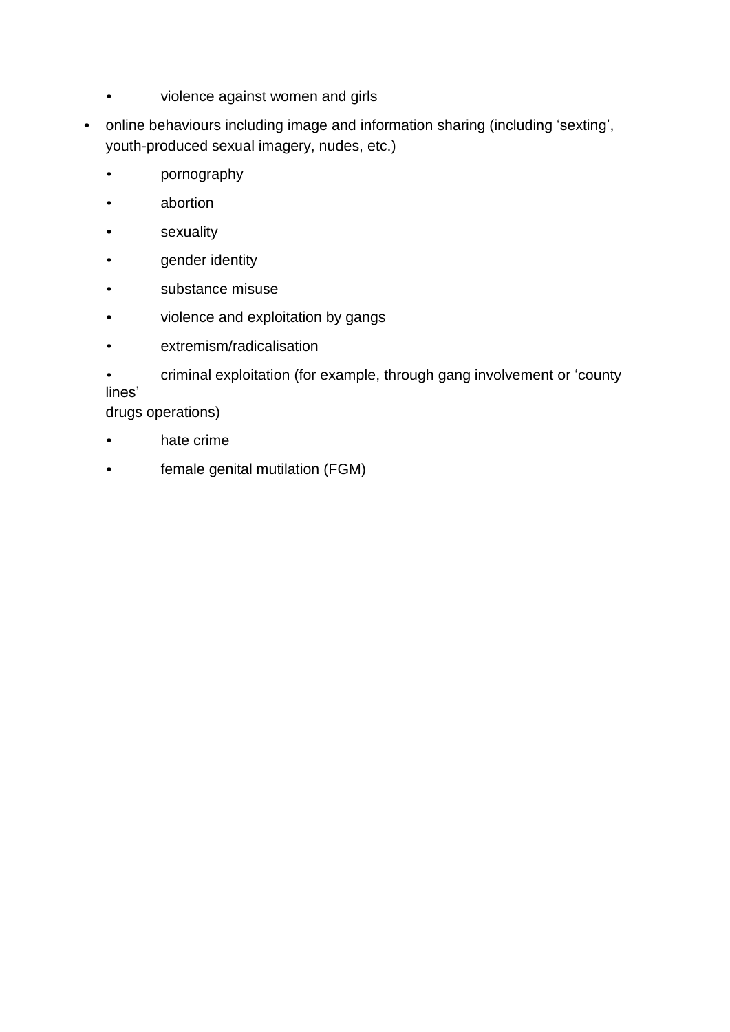- violence against women and girls
- online behaviours including image and information sharing (including 'sexting', youth-produced sexual imagery, nudes, etc.)
- pornography
- abortion
- sexuality
- gender identity
- substance misuse
- violence and exploitation by gangs
- extremism/radicalisation
- criminal exploitation (for example, through gang involvement or 'county lines' drugs operations)
- hate crime
- female genital mutilation (FGM)